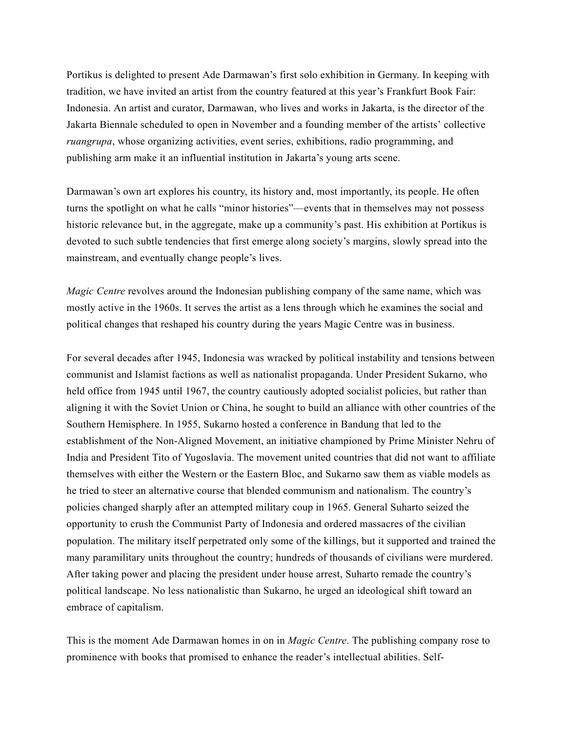Portikus is delighted to present Ade Darmawan's first solo exhibition in Germany. In keeping with tradition, we have invited an artist from the country featured at this year's Frankfurt Book Fair: Indonesia. An artist and curator, Darmawan, who lives and works in Jakarta, is the director of the Jakarta Biennale scheduled to open in November and a founding member of the artists' collective *ruangrupa*, whose organizing activities, event series, exhibitions, radio programming, and publishing arm make it an influential institution in Jakarta's young arts scene.

Darmawan's own art explores his country, its history and, most importantly, its people. He often turns the spotlight on what he calls "minor histories"—events that in themselves may not possess historic relevance but, in the aggregate, make up a community's past. His exhibition at Portikus is devoted to such subtle tendencies that first emerge along society's margins, slowly spread into the mainstream, and eventually change people's lives.

*Magic Centre* revolves around the Indonesian publishing company of the same name, which was mostly active in the 1960s. It serves the artist as a lens through which he examines the social and political changes that reshaped his country during the years Magic Centre was in business.

For several decades after 1945, Indonesia was wracked by political instability and tensions between communist and Islamist factions as well as nationalist propaganda. Under President Sukarno, who held office from 1945 until 1967, the country cautiously adopted socialist policies, but rather than aligning it with the Soviet Union or China, he sought to build an alliance with other countries of the Southern Hemisphere. In 1955, Sukarno hosted a conference in Bandung that led to the establishment of the Non-Aligned Movement, an initiative championed by Prime Minister Nehru of India and President Tito of Yugoslavia. The movement united countries that did not want to affiliate themselves with either the Western or the Eastern Bloc, and Sukarno saw them as viable models as he tried to steer an alternative course that blended communism and nationalism. The country's policies changed sharply after an attempted military coup in 1965. General Suharto seized the opportunity to crush the Communist Party of Indonesia and ordered massacres of the civilian population. The military itself perpetrated only some of the killings, but it supported and trained the many paramilitary units throughout the country; hundreds of thousands of civilians were murdered. After taking power and placing the president under house arrest, Suharto remade the country's political landscape. No less nationalistic than Sukarno, he urged an ideological shift toward an embrace of capitalism.

This is the moment Ade Darmawan homes in on in *Magic Centre*. The publishing company rose to prominence with books that promised to enhance the reader's intellectual abilities. Self-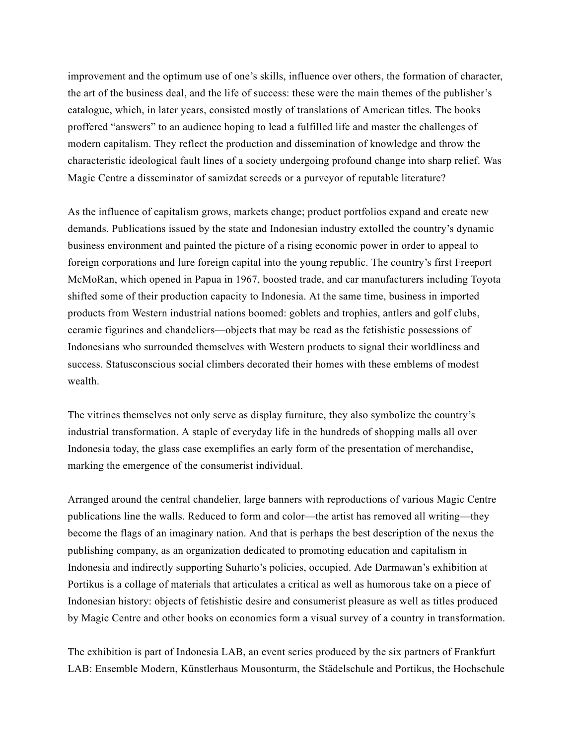improvement and the optimum use of one's skills, influence over others, the formation of character, the art of the business deal, and the life of success: these were the main themes of the publisher's catalogue, which, in later years, consisted mostly of translations of American titles. The books proffered "answers" to an audience hoping to lead a fulfilled life and master the challenges of modern capitalism. They reflect the production and dissemination of knowledge and throw the characteristic ideological fault lines of a society undergoing profound change into sharp relief. Was Magic Centre a disseminator of samizdat screeds or a purveyor of reputable literature?

As the influence of capitalism grows, markets change; product portfolios expand and create new demands. Publications issued by the state and Indonesian industry extolled the country's dynamic business environment and painted the picture of a rising economic power in order to appeal to foreign corporations and lure foreign capital into the young republic. The country's first Freeport McMoRan, which opened in Papua in 1967, boosted trade, and car manufacturers including Toyota shifted some of their production capacity to Indonesia. At the same time, business in imported products from Western industrial nations boomed: goblets and trophies, antlers and golf clubs, ceramic figurines and chandeliers—objects that may be read as the fetishistic possessions of Indonesians who surrounded themselves with Western products to signal their worldliness and success. Statusconscious social climbers decorated their homes with these emblems of modest wealth.

The vitrines themselves not only serve as display furniture, they also symbolize the country's industrial transformation. A staple of everyday life in the hundreds of shopping malls all over Indonesia today, the glass case exemplifies an early form of the presentation of merchandise, marking the emergence of the consumerist individual.

Arranged around the central chandelier, large banners with reproductions of various Magic Centre publications line the walls. Reduced to form and color—the artist has removed all writing—they become the flags of an imaginary nation. And that is perhaps the best description of the nexus the publishing company, as an organization dedicated to promoting education and capitalism in Indonesia and indirectly supporting Suharto's policies, occupied. Ade Darmawan's exhibition at Portikus is a collage of materials that articulates a critical as well as humorous take on a piece of Indonesian history: objects of fetishistic desire and consumerist pleasure as well as titles produced by Magic Centre and other books on economics form a visual survey of a country in transformation.

The exhibition is part of Indonesia LAB, an event series produced by the six partners of Frankfurt LAB: Ensemble Modern, Künstlerhaus Mousonturm, the Städelschule and Portikus, the Hochschule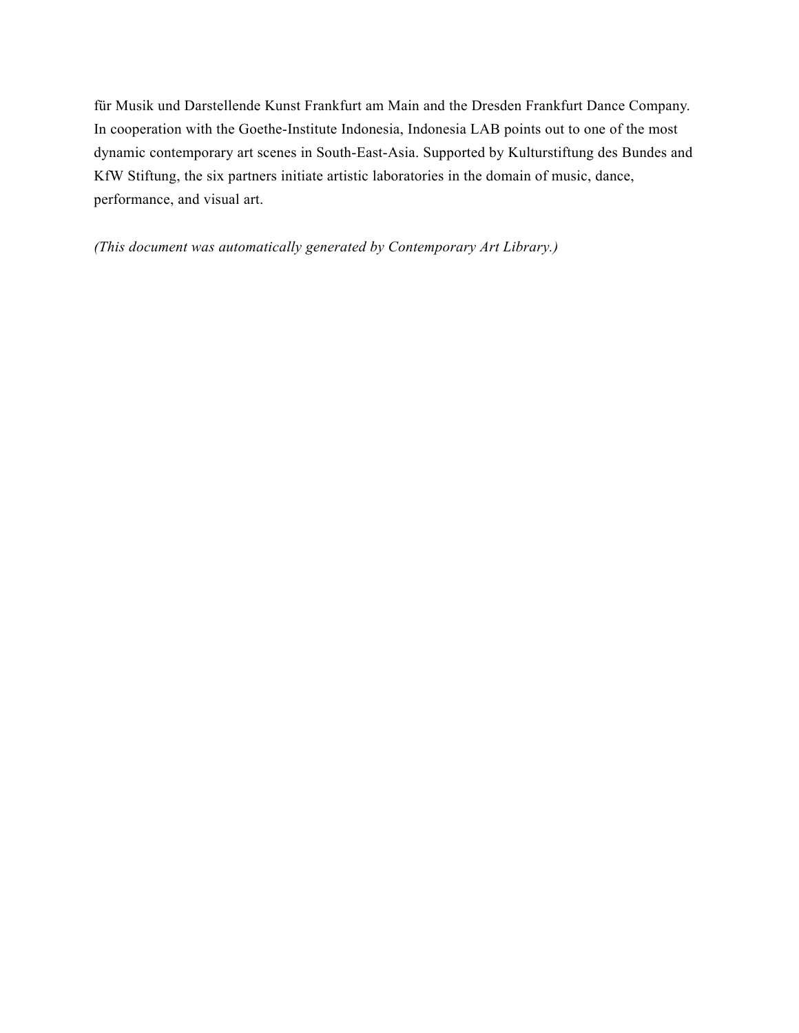für Musik und Darstellende Kunst Frankfurt am Main and the Dresden Frankfurt Dance Company. In cooperation with the Goethe-Institute Indonesia, Indonesia LAB points out to one of the most dynamic contemporary art scenes in South-East-Asia. Supported by Kulturstiftung des Bundes and KfW Stiftung, the six partners initiate artistic laboratories in the domain of music, dance, performance, and visual art.

*(This document was automatically generated by Contemporary Art Library.)*